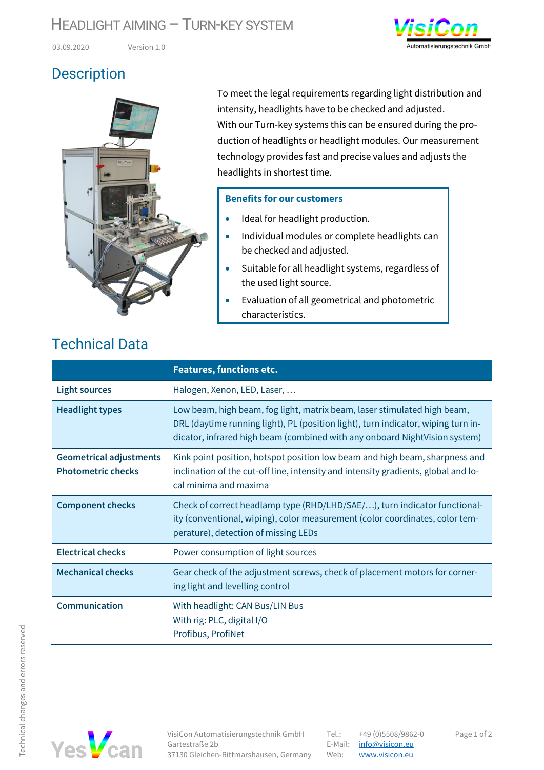# HEADLIGHT AIMING – TURN-KEY SYSTEM

03.09.2020 Version 1.0

## Description

To meet the legal requirements regarding light distribution and intensity, headlights have to be checked and adjusted.
With our Turn-key systems this can be ensured during the production of headlights or headlight modules. Our measurement technology provides fast and precise values and adjusts the headlights in shortest time.

**Benefits for our customers**

- Ideal for headlight production.
- Individual modules or complete headlights can be checked and adjusted.
- Suitable for all headlight systems, regardless of the used light source.
- Evaluation of all geometrical and photometric characteristics.

## Technical Data

| | Features, functions etc. |
|---|---|
| **Light sources** | Halogen, Xenon, LED, Laser, … |
| **Headlight types** | Low beam, high beam, fog light, matrix beam, laser stimulated high beam, DRL (daytime running light), PL (position light), turn indicator, wiping turn indicator, infrared high beam (combined with any onboard NightVision system) |
| **Geometrical adjustments Photometric checks** | Kink point position, hotspot position low beam and high beam, sharpness and inclination of the cut-off line, intensity and intensity gradients, global and local minima and maxima |
| **Component checks** | Check of correct headlamp type (RHD/LHD/SAE/…), turn indicator functionality (conventional, wiping), color measurement (color coordinates, color temperature), detection of missing LEDs |
| **Electrical checks** | Power consumption of light sources |
| **Mechanical checks** | Gear check of the adjustment screws, check of placement motors for cornering light and levelling control |
| **Communication** | With headlight: CAN Bus/LIN Bus<br>With rig: PLC, digital I/O<br>Profibus, ProfiNet |

Technical changes and errors reserved

VisiCon Automatisierungstechnik GmbH
Gartestraße 2b
37130 Gleichen-Rittmarshausen, Germany

Tel.: +49 (0)5508/9862-0
E-Mail: info@visicon.eu
Web: www.visicon.eu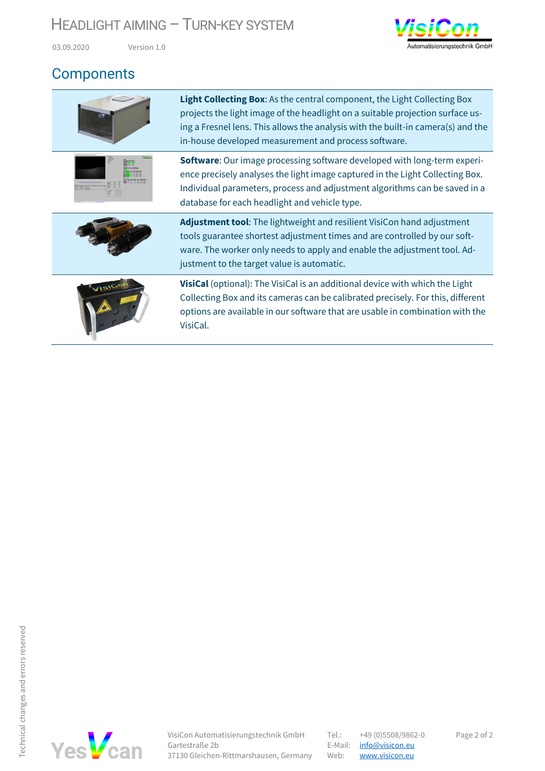## Components

**Light Collecting Box**: As the central component, the Light Collecting Box projects the light image of the headlight on a suitable projection surface using a Fresnel lens. This allows the analysis with the built-in camera(s) and the in-house developed measurement and process software.

**Software**: Our image processing software developed with long-term experience precisely analyses the light image captured in the Light Collecting Box. Individual parameters, process and adjustment algorithms can be saved in a database for each headlight and vehicle type.

**Adjustment tool**: The lightweight and resilient VisiCon hand adjustment tools guarantee shortest adjustment times and are controlled by our software. The worker only needs to apply and enable the adjustment tool. Adjustment to the target value is automatic.

**VisiCal** (optional): The VisiCal is an additional device with which the Light Collecting Box and its cameras can be calibrated precisely. For this, different options are available in our software that are usable in combination with the VisiCal.